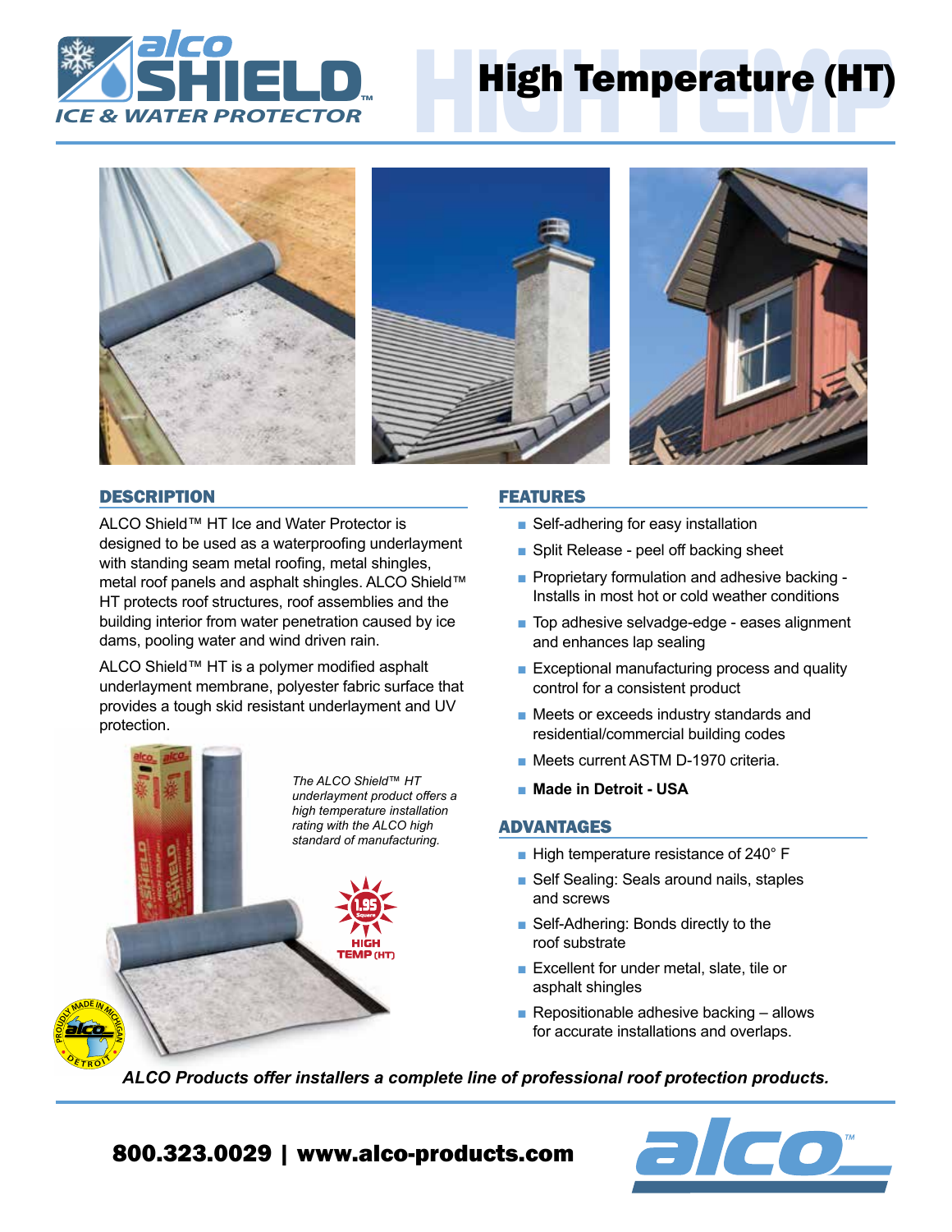# alco SHIELD™ ICE & WATER PROTECTOR

# High Temperature (HT)

## DESCRIPTION

ALCO Shield™ HT Ice and Water Protector is designed to be used as a waterproofing underlayment with standing seam metal roofing, metal shingles, metal roof panels and asphalt shingles. ALCO Shield™ HT protects roof structures, roof assemblies and the building interior from water penetration caused by ice dams, pooling water and wind driven rain.

ALCO Shield™ HT is a polymer modified asphalt underlayment membrane, polyester fabric surface that provides a tough skid resistant underlayment and UV protection.

*The ALCO Shield™ HT underlayment product offers a high temperature installation rating with the ALCO high standard of manufacturing.*

1.95 Square — HIGH TEMP (HT)

## FEATURES

- Self-adhering for easy installation
- Split Release - peel off backing sheet
- Proprietary formulation and adhesive backing - Installs in most hot or cold weather conditions
- Top adhesive selvadge-edge - eases alignment and enhances lap sealing
- Exceptional manufacturing process and quality control for a consistent product
- Meets or exceeds industry standards and residential/commercial building codes
- Meets current ASTM D-1970 criteria.
- **Made in Detroit - USA**

## ADVANTAGES

- High temperature resistance of 240° F
- Self Sealing: Seals around nails, staples and screws
- Self-Adhering: Bonds directly to the roof substrate
- Excellent for under metal, slate, tile or asphalt shingles
- Repositionable adhesive backing – allows for accurate installations and overlaps.

Proudly Made in Michigan — alco — Detroit

***ALCO Products offer installers a complete line of professional roof protection products.***

**800.323.0029 | www.alco-products.com**

alco™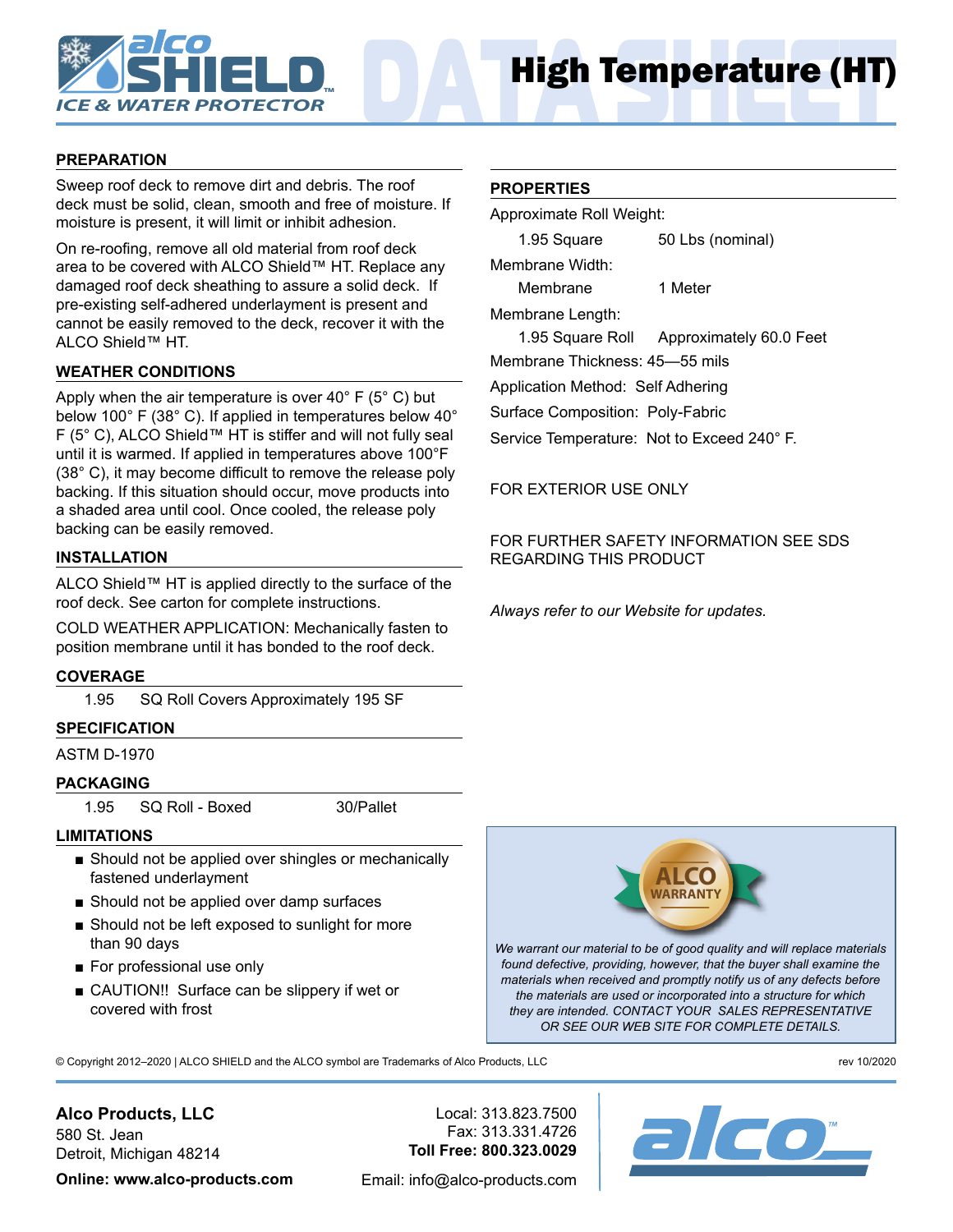# High Temperature (HT)

ICE & WATER PROTECTOR

## PREPARATION

Sweep roof deck to remove dirt and debris. The roof deck must be solid, clean, smooth and free of moisture. If moisture is present, it will limit or inhibit adhesion.

On re-roofing, remove all old material from roof deck area to be covered with ALCO Shield™ HT. Replace any damaged roof deck sheathing to assure a solid deck. If pre-existing self-adhered underlayment is present and cannot be easily removed to the deck, recover it with the ALCO Shield™ HT.

## WEATHER CONDITIONS

Apply when the air temperature is over 40° F (5° C) but below 100° F (38° C). If applied in temperatures below 40° F (5° C), ALCO Shield™ HT is stiffer and will not fully seal until it is warmed. If applied in temperatures above 100°F (38° C), it may become difficult to remove the release poly backing. If this situation should occur, move products into a shaded area until cool. Once cooled, the release poly backing can be easily removed.

## INSTALLATION

ALCO Shield™ HT is applied directly to the surface of the roof deck. See carton for complete instructions.

COLD WEATHER APPLICATION: Mechanically fasten to position membrane until it has bonded to the roof deck.

## COVERAGE

1.95 SQ Roll Covers Approximately 195 SF

## SPECIFICATION

ASTM D-1970

## PACKAGING

| | | |
|---|---|---|
| 1.95 | SQ Roll - Boxed | 30/Pallet |

## LIMITATIONS

- Should not be applied over shingles or mechanically fastened underlayment
- Should not be applied over damp surfaces
- Should not be left exposed to sunlight for more than 90 days
- For professional use only
- CAUTION!! Surface can be slippery if wet or covered with frost

## PROPERTIES

Approximate Roll Weight:

1.95 Square — 50 Lbs (nominal)

Membrane Width:

Membrane — 1 Meter

Membrane Length:

1.95 Square Roll — Approximately 60.0 Feet

Membrane Thickness: 45—55 mils

Application Method: Self Adhering

Surface Composition: Poly-Fabric

Service Temperature: Not to Exceed 240° F.

FOR EXTERIOR USE ONLY

FOR FURTHER SAFETY INFORMATION SEE SDS REGARDING THIS PRODUCT

*Always refer to our Website for updates.*

ALCO WARRANTY

*We warrant our material to be of good quality and will replace materials found defective, providing, however, that the buyer shall examine the materials when received and promptly notify us of any defects before the materials are used or incorporated into a structure for which they are intended. CONTACT YOUR SALES REPRESENTATIVE OR SEE OUR WEB SITE FOR COMPLETE DETAILS.*

© Copyright 2012–2020 | ALCO SHIELD and the ALCO symbol are Trademarks of Alco Products, LLC

rev 10/2020

**Alco Products, LLC**
580 St. Jean
Detroit, Michigan 48214
**Online: www.alco-products.com**

Local: 313.823.7500
Fax: 313.331.4726
**Toll Free: 800.323.0029**
Email: info@alco-products.com